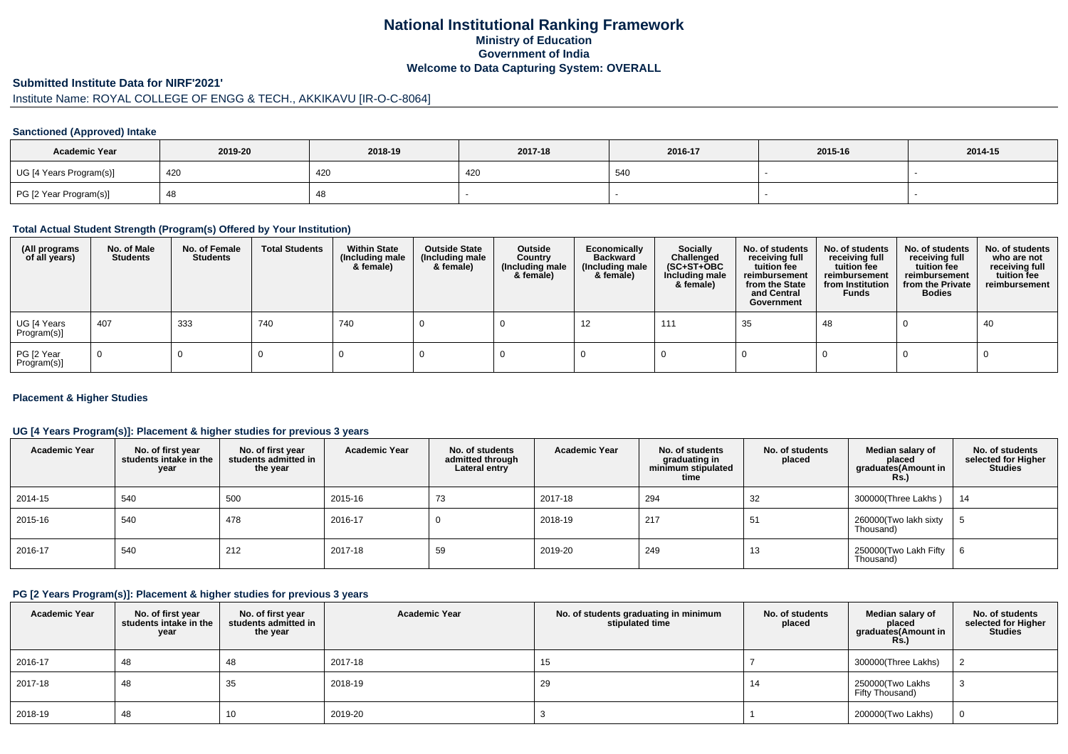# National Institutional Ranking Framework
## Ministry of Education
## Government of India
## Welcome to Data Capturing System: OVERALL

### Submitted Institute Data for NIRF'2021'

Institute Name: ROYAL COLLEGE OF ENGG & TECH., AKKIKAVU [IR-O-C-8064]

#### Sanctioned (Approved) Intake

| Academic Year | 2019-20 | 2018-19 | 2017-18 | 2016-17 | 2015-16 | 2014-15 |
|---|---|---|---|---|---|---|
| UG [4 Years Program(s)] | 420 | 420 | 420 | 540 | - | - |
| PG [2 Year Program(s)] | 48 | 48 | - | - | - | - |

#### Total Actual Student Strength (Program(s) Offered by Your Institution)

| (All programs of all years) | No. of Male Students | No. of Female Students | Total Students | Within State (Including male & female) | Outside State (Including male & female) | Outside Country (Including male & female) | Economically Backward (Including male & female) | Socially Challenged (SC+ST+OBC Including male & female) | No. of students receiving full tuition fee reimbursement from the State and Central Government | No. of students receiving full tuition fee reimbursement from Institution Funds | No. of students receiving full tuition fee reimbursement from the Private Bodies | No. of students who are not receiving full tuition fee reimbursement |
|---|---|---|---|---|---|---|---|---|---|---|---|---|
| UG [4 Years Program(s)] | 407 | 333 | 740 | 740 | 0 | 0 | 12 | 111 | 35 | 48 | 0 | 40 |
| PG [2 Year Program(s)] | 0 | 0 | 0 | 0 | 0 | 0 | 0 | 0 | 0 | 0 | 0 | 0 |

#### Placement & Higher Studies

#### UG [4 Years Program(s)]: Placement & higher studies for previous 3 years

| Academic Year | No. of first year students intake in the year | No. of first year students admitted in the year | Academic Year | No. of students admitted through Lateral entry | Academic Year | No. of students graduating in minimum stipulated time | No. of students placed | Median salary of placed graduates(Amount in Rs.) | No. of students selected for Higher Studies |
|---|---|---|---|---|---|---|---|---|---|
| 2014-15 | 540 | 500 | 2015-16 | 73 | 2017-18 | 294 | 32 | 300000(Three Lakhs ) | 14 |
| 2015-16 | 540 | 478 | 2016-17 | 0 | 2018-19 | 217 | 51 | 260000(Two lakh sixty Thousand) | 5 |
| 2016-17 | 540 | 212 | 2017-18 | 59 | 2019-20 | 249 | 13 | 250000(Two Lakh Fifty Thousand) | 6 |

#### PG [2 Years Program(s)]: Placement & higher studies for previous 3 years

| Academic Year | No. of first year students intake in the year | No. of first year students admitted in the year | Academic Year | No. of students graduating in minimum stipulated time | No. of students placed | Median salary of placed graduates(Amount in Rs.) | No. of students selected for Higher Studies |
|---|---|---|---|---|---|---|---|
| 2016-17 | 48 | 48 | 2017-18 | 15 | 7 | 300000(Three Lakhs) | 2 |
| 2017-18 | 48 | 35 | 2018-19 | 29 | 14 | 250000(Two Lakhs Fifty Thousand) | 3 |
| 2018-19 | 48 | 10 | 2019-20 | 3 | 1 | 200000(Two Lakhs) | 0 |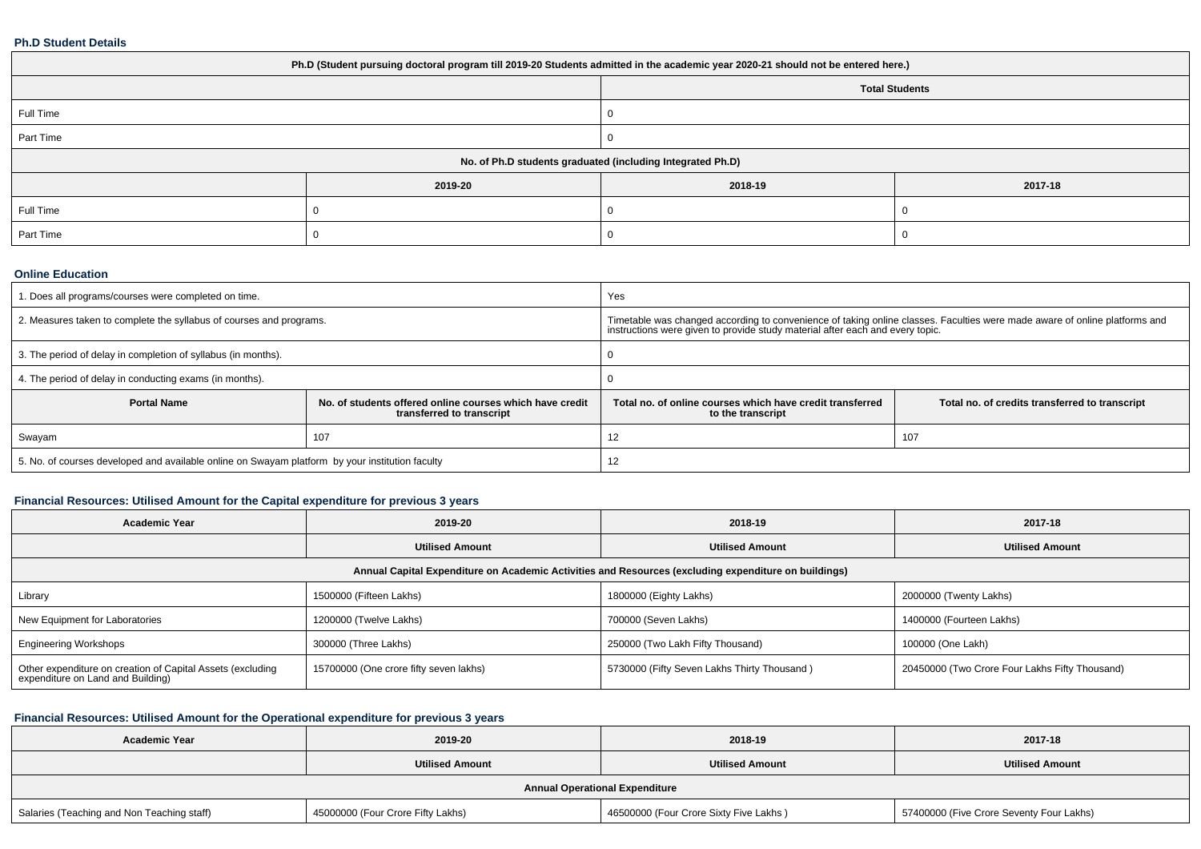### Ph.D Student Details

| Ph.D (Student pursuing doctoral program till 2019-20 Students admitted in the academic year 2020-21 should not be entered here.) | | | |
|---|---|---|---|
| | | Total Students | |
| Full Time | | 0 | |
| Part Time | | 0 | |
| No. of Ph.D students graduated (including Integrated Ph.D) | | | |
| | 2019-20 | 2018-19 | 2017-18 |
| Full Time | 0 | 0 | 0 |
| Part Time | 0 | 0 | 0 |

### Online Education

| | | | |
|---|---|---|---|
| 1. Does all programs/courses were completed on time. | | Yes | |
| 2. Measures taken to complete the syllabus of courses and programs. | | Timetable was changed according to convenience of taking online classes. Faculties were made aware of online platforms and instructions were given to provide study material after each and every topic. | |
| 3. The period of delay in completion of syllabus (in months). | | 0 | |
| 4. The period of delay in conducting exams (in months). | | 0 | |
| **Portal Name** | **No. of students offered online courses which have credit transferred to transcript** | **Total no. of online courses which have credit transferred to the transcript** | **Total no. of credits transferred to transcript** |
| Swayam | 107 | 12 | 107 |
| 5. No. of courses developed and available online on Swayam platform by your institution faculty | | 12 | |

### Financial Resources: Utilised Amount for the Capital expenditure for previous 3 years

| Academic Year | 2019-20 | 2018-19 | 2017-18 |
|---|---|---|---|
| | Utilised Amount | Utilised Amount | Utilised Amount |
| Annual Capital Expenditure on Academic Activities and Resources (excluding expenditure on buildings) | | | |
| Library | 1500000 (Fifteen Lakhs) | 1800000 (Eighty Lakhs) | 2000000 (Twenty Lakhs) |
| New Equipment for Laboratories | 1200000 (Twelve Lakhs) | 700000 (Seven Lakhs) | 1400000 (Fourteen Lakhs) |
| Engineering Workshops | 300000 (Three Lakhs) | 250000 (Two Lakh Fifty Thousand) | 100000 (One Lakh) |
| Other expenditure on creation of Capital Assets (excluding expenditure on Land and Building) | 15700000 (One crore fifty seven lakhs) | 5730000 (Fifty Seven Lakhs Thirty Thousand ) | 20450000 (Two Crore Four Lakhs Fifty Thousand) |

### Financial Resources: Utilised Amount for the Operational expenditure for previous 3 years

| Academic Year | 2019-20 | 2018-19 | 2017-18 |
|---|---|---|---|
| | Utilised Amount | Utilised Amount | Utilised Amount |
| Annual Operational Expenditure | | | |
| Salaries (Teaching and Non Teaching staff) | 45000000 (Four Crore Fifty Lakhs) | 46500000 (Four Crore Sixty Five Lakhs ) | 57400000 (Five Crore Seventy Four Lakhs) |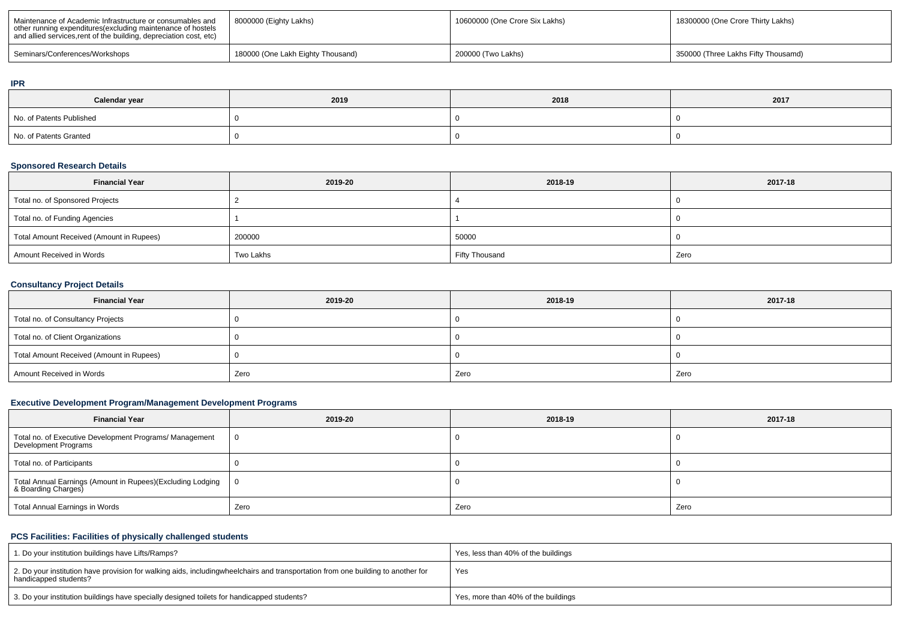| | | | |
|---|---|---|---|
| Maintenance of Academic Infrastructure or consumables and other running expenditures(excluding maintenance of hostels and allied services,rent of the building, depreciation cost, etc) | 8000000 (Eighty Lakhs) | 10600000 (One Crore Six Lakhs) | 18300000 (One Crore Thirty Lakhs) |
| Seminars/Conferences/Workshops | 180000 (One Lakh Eighty Thousand) | 200000 (Two Lakhs) | 350000 (Three Lakhs Fifty Thousamd) |

### IPR

| Calendar year | 2019 | 2018 | 2017 |
|---|---|---|---|
| No. of Patents Published | 0 | 0 | 0 |
| No. of Patents Granted | 0 | 0 | 0 |

### Sponsored Research Details

| Financial Year | 2019-20 | 2018-19 | 2017-18 |
|---|---|---|---|
| Total no. of Sponsored Projects | 2 | 4 | 0 |
| Total no. of Funding Agencies | 1 | 1 | 0 |
| Total Amount Received (Amount in Rupees) | 200000 | 50000 | 0 |
| Amount Received in Words | Two Lakhs | Fifty Thousand | Zero |

### Consultancy Project Details

| Financial Year | 2019-20 | 2018-19 | 2017-18 |
|---|---|---|---|
| Total no. of Consultancy Projects | 0 | 0 | 0 |
| Total no. of Client Organizations | 0 | 0 | 0 |
| Total Amount Received (Amount in Rupees) | 0 | 0 | 0 |
| Amount Received in Words | Zero | Zero | Zero |

### Executive Development Program/Management Development Programs

| Financial Year | 2019-20 | 2018-19 | 2017-18 |
|---|---|---|---|
| Total no. of Executive Development Programs/ Management Development Programs | 0 | 0 | 0 |
| Total no. of Participants | 0 | 0 | 0 |
| Total Annual Earnings (Amount in Rupees)(Excluding Lodging & Boarding Charges) | 0 | 0 | 0 |
| Total Annual Earnings in Words | Zero | Zero | Zero |

### PCS Facilities: Facilities of physically challenged students

| | |
|---|---|
| 1. Do your institution buildings have Lifts/Ramps? | Yes, less than 40% of the buildings |
| 2. Do your institution have provision for walking aids, includingwheelchairs and transportation from one building to another for handicapped students? | Yes |
| 3. Do your institution buildings have specially designed toilets for handicapped students? | Yes, more than 40% of the buildings |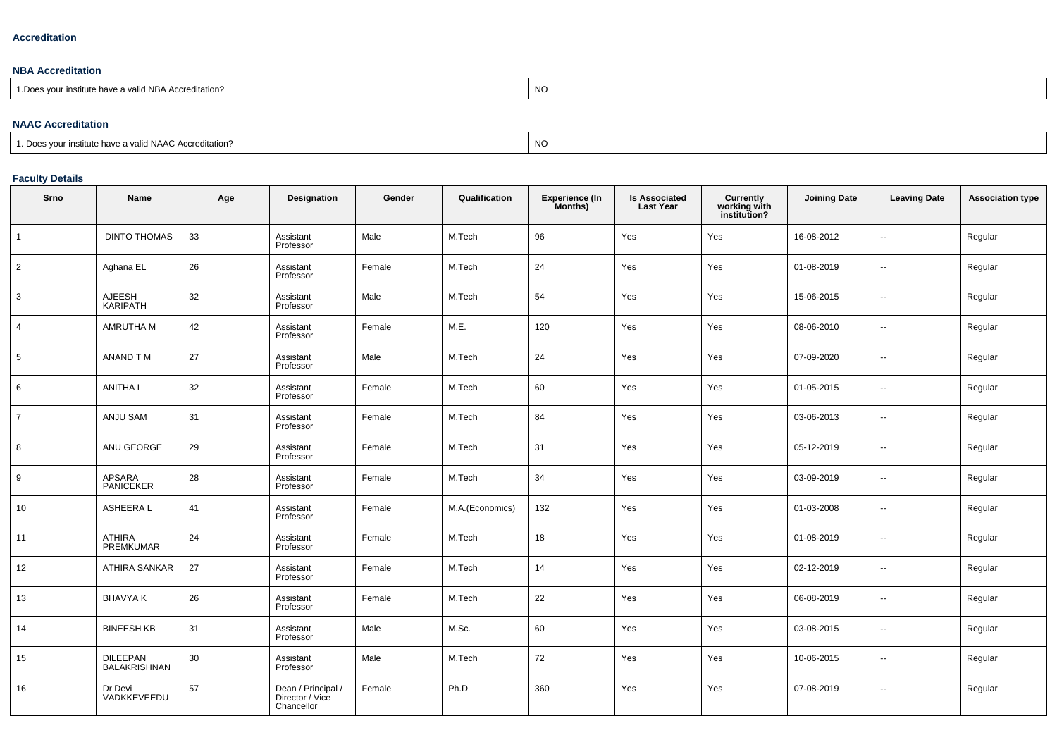### Accreditation

#### NBA Accreditation

| 1.Does your institute have a valid NBA Accreditation? | NO |
|---|---|

#### NAAC Accreditation

| 1. Does your institute have a valid NAAC Accreditation? | NO |
|---|---|

#### Faculty Details

| Srno | Name | Age | Designation | Gender | Qualification | Experience (In Months) | Is Associated Last Year | Currently working with institution? | Joining Date | Leaving Date | Association type |
|---|---|---|---|---|---|---|---|---|---|---|---|
| 1 | DINTO THOMAS | 33 | Assistant Professor | Male | M.Tech | 96 | Yes | Yes | 16-08-2012 | -- | Regular |
| 2 | Aghana EL | 26 | Assistant Professor | Female | M.Tech | 24 | Yes | Yes | 01-08-2019 | -- | Regular |
| 3 | AJEESH KARIPATH | 32 | Assistant Professor | Male | M.Tech | 54 | Yes | Yes | 15-06-2015 | -- | Regular |
| 4 | AMRUTHA M | 42 | Assistant Professor | Female | M.E. | 120 | Yes | Yes | 08-06-2010 | -- | Regular |
| 5 | ANAND T M | 27 | Assistant Professor | Male | M.Tech | 24 | Yes | Yes | 07-09-2020 | -- | Regular |
| 6 | ANITHA L | 32 | Assistant Professor | Female | M.Tech | 60 | Yes | Yes | 01-05-2015 | -- | Regular |
| 7 | ANJU SAM | 31 | Assistant Professor | Female | M.Tech | 84 | Yes | Yes | 03-06-2013 | -- | Regular |
| 8 | ANU GEORGE | 29 | Assistant Professor | Female | M.Tech | 31 | Yes | Yes | 05-12-2019 | -- | Regular |
| 9 | APSARA PANICEKER | 28 | Assistant Professor | Female | M.Tech | 34 | Yes | Yes | 03-09-2019 | -- | Regular |
| 10 | ASHEERA L | 41 | Assistant Professor | Female | M.A.(Economics) | 132 | Yes | Yes | 01-03-2008 | -- | Regular |
| 11 | ATHIRA PREMKUMAR | 24 | Assistant Professor | Female | M.Tech | 18 | Yes | Yes | 01-08-2019 | -- | Regular |
| 12 | ATHIRA SANKAR | 27 | Assistant Professor | Female | M.Tech | 14 | Yes | Yes | 02-12-2019 | -- | Regular |
| 13 | BHAVYA K | 26 | Assistant Professor | Female | M.Tech | 22 | Yes | Yes | 06-08-2019 | -- | Regular |
| 14 | BINEESH KB | 31 | Assistant Professor | Male | M.Sc. | 60 | Yes | Yes | 03-08-2015 | -- | Regular |
| 15 | DILEEPAN BALAKRISHNAN | 30 | Assistant Professor | Male | M.Tech | 72 | Yes | Yes | 10-06-2015 | -- | Regular |
| 16 | Dr Devi VADKKEVEEDU | 57 | Dean / Principal / Director / Vice Chancellor | Female | Ph.D | 360 | Yes | Yes | 07-08-2019 | -- | Regular |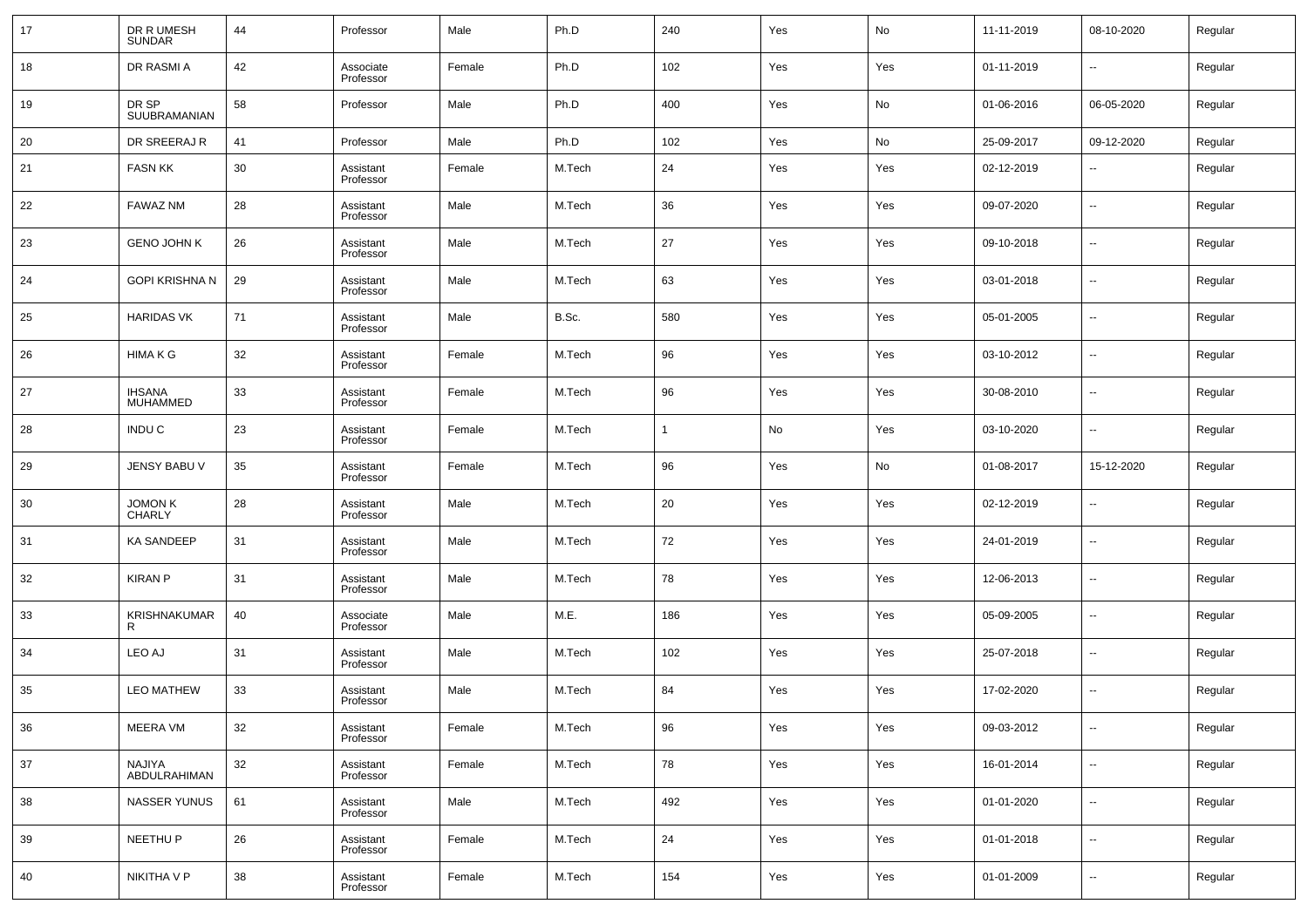| 17 | DR R UMESH SUNDAR | 44 | Professor | Male | Ph.D | 240 | Yes | No | 11-11-2019 | 08-10-2020 | Regular |
|---|---|---|---|---|---|---|---|---|---|---|---|
| 18 | DR RASMI A | 42 | Associate Professor | Female | Ph.D | 102 | Yes | Yes | 01-11-2019 | -- | Regular |
| 19 | DR SP SUUBRAMANIAN | 58 | Professor | Male | Ph.D | 400 | Yes | No | 01-06-2016 | 06-05-2020 | Regular |
| 20 | DR SREERAJ R | 41 | Professor | Male | Ph.D | 102 | Yes | No | 25-09-2017 | 09-12-2020 | Regular |
| 21 | FASN KK | 30 | Assistant Professor | Female | M.Tech | 24 | Yes | Yes | 02-12-2019 | -- | Regular |
| 22 | FAWAZ NM | 28 | Assistant Professor | Male | M.Tech | 36 | Yes | Yes | 09-07-2020 | -- | Regular |
| 23 | GENO JOHN K | 26 | Assistant Professor | Male | M.Tech | 27 | Yes | Yes | 09-10-2018 | -- | Regular |
| 24 | GOPI KRISHNA N | 29 | Assistant Professor | Male | M.Tech | 63 | Yes | Yes | 03-01-2018 | -- | Regular |
| 25 | HARIDAS VK | 71 | Assistant Professor | Male | B.Sc. | 580 | Yes | Yes | 05-01-2005 | -- | Regular |
| 26 | HIMA K G | 32 | Assistant Professor | Female | M.Tech | 96 | Yes | Yes | 03-10-2012 | -- | Regular |
| 27 | IHSANA MUHAMMED | 33 | Assistant Professor | Female | M.Tech | 96 | Yes | Yes | 30-08-2010 | -- | Regular |
| 28 | INDU C | 23 | Assistant Professor | Female | M.Tech | 1 | No | Yes | 03-10-2020 | -- | Regular |
| 29 | JENSY BABU V | 35 | Assistant Professor | Female | M.Tech | 96 | Yes | No | 01-08-2017 | 15-12-2020 | Regular |
| 30 | JOMON K CHARLY | 28 | Assistant Professor | Male | M.Tech | 20 | Yes | Yes | 02-12-2019 | -- | Regular |
| 31 | KA SANDEEP | 31 | Assistant Professor | Male | M.Tech | 72 | Yes | Yes | 24-01-2019 | -- | Regular |
| 32 | KIRAN P | 31 | Assistant Professor | Male | M.Tech | 78 | Yes | Yes | 12-06-2013 | -- | Regular |
| 33 | KRISHNAKUMAR R | 40 | Associate Professor | Male | M.E. | 186 | Yes | Yes | 05-09-2005 | -- | Regular |
| 34 | LEO AJ | 31 | Assistant Professor | Male | M.Tech | 102 | Yes | Yes | 25-07-2018 | -- | Regular |
| 35 | LEO MATHEW | 33 | Assistant Professor | Male | M.Tech | 84 | Yes | Yes | 17-02-2020 | -- | Regular |
| 36 | MEERA VM | 32 | Assistant Professor | Female | M.Tech | 96 | Yes | Yes | 09-03-2012 | -- | Regular |
| 37 | NAJIYA ABDULRAHIMAN | 32 | Assistant Professor | Female | M.Tech | 78 | Yes | Yes | 16-01-2014 | -- | Regular |
| 38 | NASSER YUNUS | 61 | Assistant Professor | Male | M.Tech | 492 | Yes | Yes | 01-01-2020 | -- | Regular |
| 39 | NEETHU P | 26 | Assistant Professor | Female | M.Tech | 24 | Yes | Yes | 01-01-2018 | -- | Regular |
| 40 | NIKITHA V P | 38 | Assistant Professor | Female | M.Tech | 154 | Yes | Yes | 01-01-2009 | -- | Regular |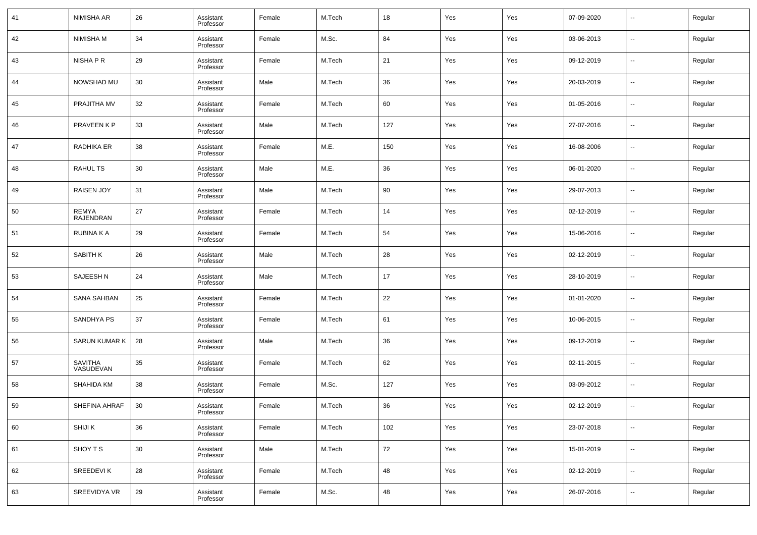| | | | | | | | | | | | |
|---|---|---|---|---|---|---|---|---|---|---|---|
| 41 | NIMISHA AR | 26 | Assistant Professor | Female | M.Tech | 18 | Yes | Yes | 07-09-2020 | -- | Regular |
| 42 | NIMISHA M | 34 | Assistant Professor | Female | M.Sc. | 84 | Yes | Yes | 03-06-2013 | -- | Regular |
| 43 | NISHA P R | 29 | Assistant Professor | Female | M.Tech | 21 | Yes | Yes | 09-12-2019 | -- | Regular |
| 44 | NOWSHAD MU | 30 | Assistant Professor | Male | M.Tech | 36 | Yes | Yes | 20-03-2019 | -- | Regular |
| 45 | PRAJITHA MV | 32 | Assistant Professor | Female | M.Tech | 60 | Yes | Yes | 01-05-2016 | -- | Regular |
| 46 | PRAVEEN K P | 33 | Assistant Professor | Male | M.Tech | 127 | Yes | Yes | 27-07-2016 | -- | Regular |
| 47 | RADHIKA ER | 38 | Assistant Professor | Female | M.E. | 150 | Yes | Yes | 16-08-2006 | -- | Regular |
| 48 | RAHUL TS | 30 | Assistant Professor | Male | M.E. | 36 | Yes | Yes | 06-01-2020 | -- | Regular |
| 49 | RAISEN JOY | 31 | Assistant Professor | Male | M.Tech | 90 | Yes | Yes | 29-07-2013 | -- | Regular |
| 50 | REMYA RAJENDRAN | 27 | Assistant Professor | Female | M.Tech | 14 | Yes | Yes | 02-12-2019 | -- | Regular |
| 51 | RUBINA K A | 29 | Assistant Professor | Female | M.Tech | 54 | Yes | Yes | 15-06-2016 | -- | Regular |
| 52 | SABITH K | 26 | Assistant Professor | Male | M.Tech | 28 | Yes | Yes | 02-12-2019 | -- | Regular |
| 53 | SAJEESH N | 24 | Assistant Professor | Male | M.Tech | 17 | Yes | Yes | 28-10-2019 | -- | Regular |
| 54 | SANA SAHBAN | 25 | Assistant Professor | Female | M.Tech | 22 | Yes | Yes | 01-01-2020 | -- | Regular |
| 55 | SANDHYA PS | 37 | Assistant Professor | Female | M.Tech | 61 | Yes | Yes | 10-06-2015 | -- | Regular |
| 56 | SARUN KUMAR K | 28 | Assistant Professor | Male | M.Tech | 36 | Yes | Yes | 09-12-2019 | -- | Regular |
| 57 | SAVITHA VASUDEVAN | 35 | Assistant Professor | Female | M.Tech | 62 | Yes | Yes | 02-11-2015 | -- | Regular |
| 58 | SHAHIDA KM | 38 | Assistant Professor | Female | M.Sc. | 127 | Yes | Yes | 03-09-2012 | -- | Regular |
| 59 | SHEFINA AHRAF | 30 | Assistant Professor | Female | M.Tech | 36 | Yes | Yes | 02-12-2019 | -- | Regular |
| 60 | SHIJI K | 36 | Assistant Professor | Female | M.Tech | 102 | Yes | Yes | 23-07-2018 | -- | Regular |
| 61 | SHOY T S | 30 | Assistant Professor | Male | M.Tech | 72 | Yes | Yes | 15-01-2019 | -- | Regular |
| 62 | SREEDEVI K | 28 | Assistant Professor | Female | M.Tech | 48 | Yes | Yes | 02-12-2019 | -- | Regular |
| 63 | SREEVIDYA VR | 29 | Assistant Professor | Female | M.Sc. | 48 | Yes | Yes | 26-07-2016 | -- | Regular |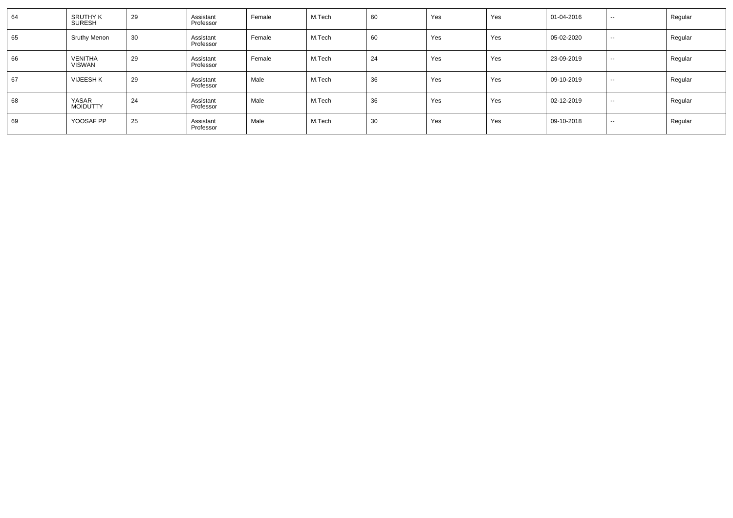| | | | | | | | | | | | |
|---|---|---|---|---|---|---|---|---|---|---|---|
| 64 | SRUTHY K SURESH | 29 | Assistant Professor | Female | M.Tech | 60 | Yes | Yes | 01-04-2016 | -- | Regular |
| 65 | Sruthy Menon | 30 | Assistant Professor | Female | M.Tech | 60 | Yes | Yes | 05-02-2020 | -- | Regular |
| 66 | VENITHA VISWAN | 29 | Assistant Professor | Female | M.Tech | 24 | Yes | Yes | 23-09-2019 | -- | Regular |
| 67 | VIJEESH K | 29 | Assistant Professor | Male | M.Tech | 36 | Yes | Yes | 09-10-2019 | -- | Regular |
| 68 | YASAR MOIDUTTY | 24 | Assistant Professor | Male | M.Tech | 36 | Yes | Yes | 02-12-2019 | -- | Regular |
| 69 | YOOSAF PP | 25 | Assistant Professor | Male | M.Tech | 30 | Yes | Yes | 09-10-2018 | -- | Regular |